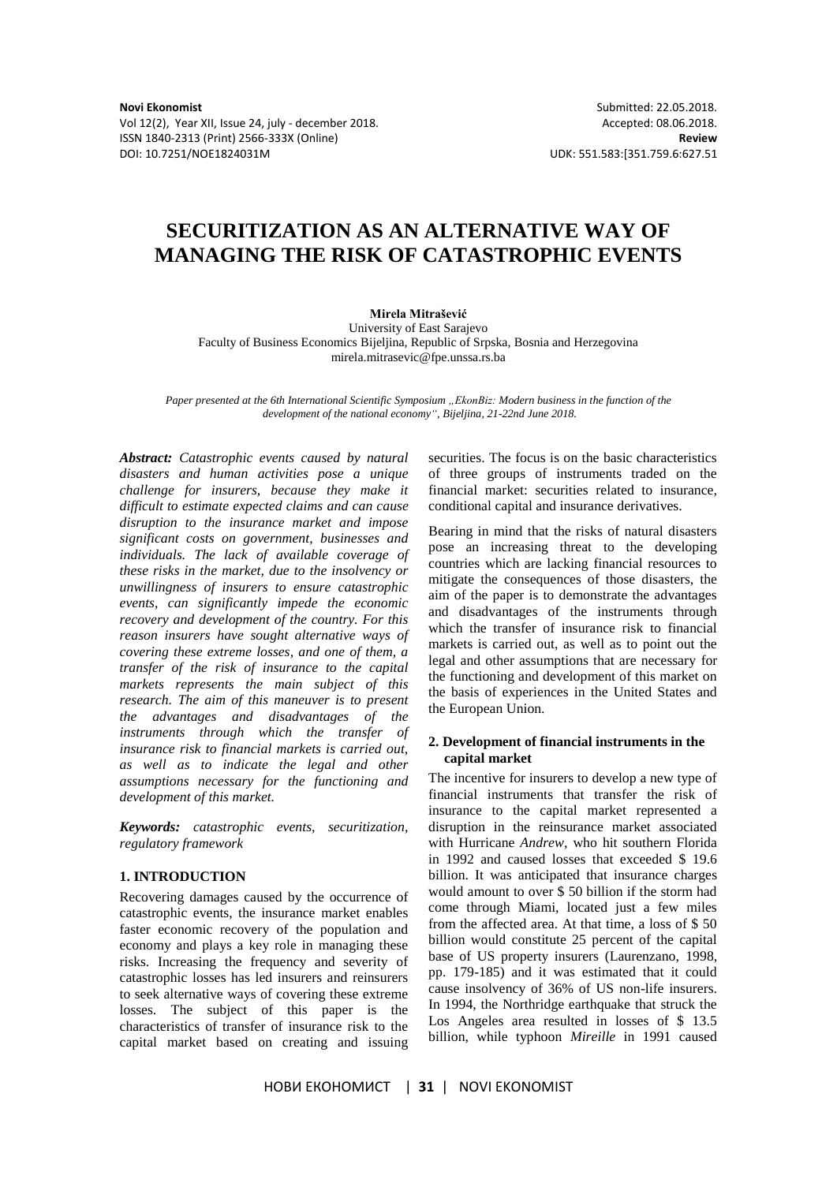**Novi Ekonomist**
Vol 12(2), Year XII, Issue 24, july - december 2018.
ISSN 1840-2313 (Print) 2566-333X (Online)
DOI: 10.7251/NOE1824031M

Submitted: 22.05.2018.
Accepted: 08.06.2018.
**Review**
UDK: 551.583:[351.759.6:627.51

# SECURITIZATION AS AN ALTERNATIVE WAY OF MANAGING THE RISK OF CATASTROPHIC EVENTS

**Mirela Mitrašević**
University of East Sarajevo
Faculty of Business Economics Bijeljina, Republic of Srpska, Bosnia and Herzegovina
mirela.mitrasevic@fpe.unssa.rs.ba

*Paper presented at the 6th International Scientific Symposium „EkonBiz: Modern business in the function of the development of the national economy", Bijeljina, 21-22nd June 2018.*

***Abstract:*** *Catastrophic events caused by natural disasters and human activities pose a unique challenge for insurers, because they make it difficult to estimate expected claims and can cause disruption to the insurance market and impose significant costs on government, businesses and individuals. The lack of available coverage of these risks in the market, due to the insolvency or unwillingness of insurers to ensure catastrophic events, can significantly impede the economic recovery and development of the country. For this reason insurers have sought alternative ways of covering these extreme losses, and one of them, a transfer of the risk of insurance to the capital markets represents the main subject of this research. The aim of this maneuver is to present the advantages and disadvantages of the instruments through which the transfer of insurance risk to financial markets is carried out, as well as to indicate the legal and other assumptions necessary for the functioning and development of this market.*

***Keywords:*** *catastrophic events, securitization, regulatory framework*

## 1. INTRODUCTION

Recovering damages caused by the occurrence of catastrophic events, the insurance market enables faster economic recovery of the population and economy and plays a key role in managing these risks. Increasing the frequency and severity of catastrophic losses has led insurers and reinsurers to seek alternative ways of covering these extreme losses. The subject of this paper is the characteristics of transfer of insurance risk to the capital market based on creating and issuing securities. The focus is on the basic characteristics of three groups of instruments traded on the financial market: securities related to insurance, conditional capital and insurance derivatives.

Bearing in mind that the risks of natural disasters pose an increasing threat to the developing countries which are lacking financial resources to mitigate the consequences of those disasters, the aim of the paper is to demonstrate the advantages and disadvantages of the instruments through which the transfer of insurance risk to financial markets is carried out, as well as to point out the legal and other assumptions that are necessary for the functioning and development of this market on the basis of experiences in the United States and the European Union.

## 2. Development of financial instruments in the capital market

The incentive for insurers to develop a new type of financial instruments that transfer the risk of insurance to the capital market represented a disruption in the reinsurance market associated with Hurricane *Andrew*, who hit southern Florida in 1992 and caused losses that exceeded $ 19.6 billion. It was anticipated that insurance charges would amount to over $ 50 billion if the storm had come through Miami, located just a few miles from the affected area. At that time, a loss of $ 50 billion would constitute 25 percent of the capital base of US property insurers (Laurenzano, 1998, pp. 179-185) and it was estimated that it could cause insolvency of 36% of US non-life insurers. In 1994, the Northridge earthquake that struck the Los Angeles area resulted in losses of $ 13.5 billion, while typhoon *Mireille* in 1991 caused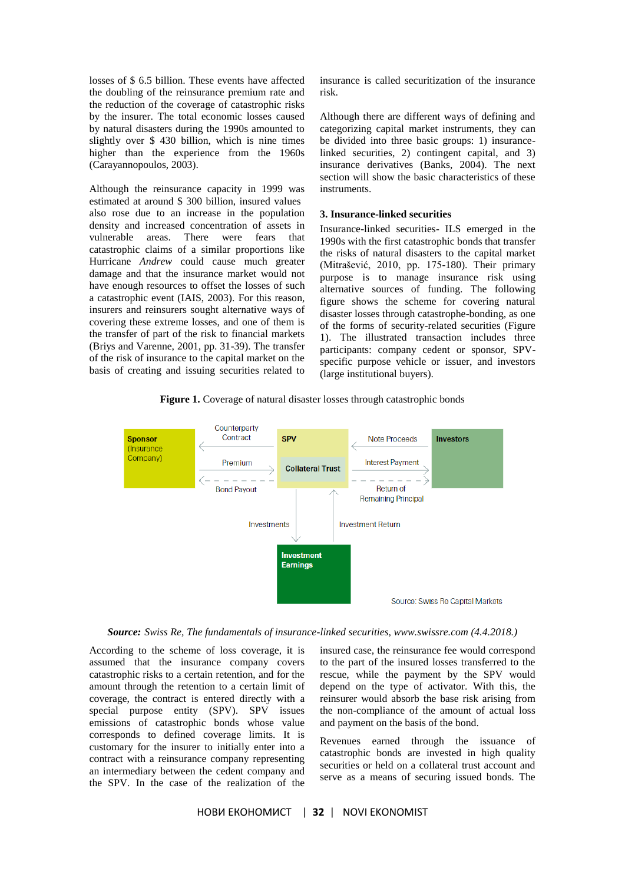losses of $ 6.5 billion. These events have affected the doubling of the reinsurance premium rate and the reduction of the coverage of catastrophic risks by the insurer. The total economic losses caused by natural disasters during the 1990s amounted to slightly over $ 430 billion, which is nine times higher than the experience from the 1960s (Carayannopoulos, 2003).

Although the reinsurance capacity in 1999 was estimated at around $ 300 billion, insured values also rose due to an increase in the population density and increased concentration of assets in vulnerable areas. There were fears that catastrophic claims of a similar proportions like Hurricane *Andrew* could cause much greater damage and that the insurance market would not have enough resources to offset the losses of such a catastrophic event (IAIS, 2003). For this reason, insurers and reinsurers sought alternative ways of covering these extreme losses, and one of them is the transfer of part of the risk to financial markets (Briys and Varenne, 2001, pp. 31-39). The transfer of the risk of insurance to the capital market on the basis of creating and issuing securities related to insurance is called securitization of the insurance risk.

Although there are different ways of defining and categorizing capital market instruments, they can be divided into three basic groups: 1) insurance-linked securities, 2) contingent capital, and 3) insurance derivatives (Banks, 2004). The next section will show the basic characteristics of these instruments.

## 3. Insurance-linked securities

Insurance-linked securities- ILS emerged in the 1990s with the first catastrophic bonds that transfer the risks of natural disasters to the capital market (Mitrašević, 2010, pp. 175-180). Their primary purpose is to manage insurance risk using alternative sources of funding. The following figure shows the scheme for covering natural disaster losses through catastrophe-bonding, as one of the forms of security-related securities (Figure 1). The illustrated transaction includes three participants: company cedent or sponsor, SPV-specific purpose vehicle or issuer, and investors (large institutional buyers).

**Figure 1.** Coverage of natural disaster losses through catastrophic bonds

**Sponsor** (Insurance Company) — Counterparty Contract / Premium / Bond Payout — **SPV** (Collateral Trust) — Note Proceeds / Interest Payment / Return of Remaining Principal — **Investors**

SPV — Investments / Investment Return — **Investment Earnings**

Source: Swiss Re Capital Markets

***Source:*** *Swiss Re, The fundamentals of insurance-linked securities, www.swissre.com (4.4.2018.)*

According to the scheme of loss coverage, it is assumed that the insurance company covers catastrophic risks to a certain retention, and for the amount through the retention to a certain limit of coverage, the contract is entered directly with a special purpose entity (SPV). SPV issues emissions of catastrophic bonds whose value corresponds to defined coverage limits. It is customary for the insurer to initially enter into a contract with a reinsurance company representing an intermediary between the cedent company and the SPV. In the case of the realization of the insured case, the reinsurance fee would correspond to the part of the insured losses transferred to the rescue, while the payment by the SPV would depend on the type of activator. With this, the reinsurer would absorb the base risk arising from the non-compliance of the amount of actual loss and payment on the basis of the bond.

Revenues earned through the issuance of catastrophic bonds are invested in high quality securities or held on a collateral trust account and serve as a means of securing issued bonds. The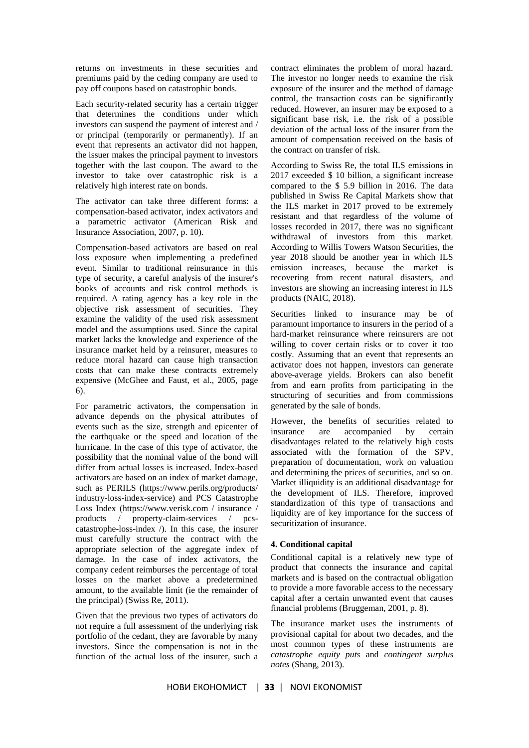returns on investments in these securities and premiums paid by the ceding company are used to pay off coupons based on catastrophic bonds.

Each security-related security has a certain trigger that determines the conditions under which investors can suspend the payment of interest and / or principal (temporarily or permanently). If an event that represents an activator did not happen, the issuer makes the principal payment to investors together with the last coupon. The award to the investor to take over catastrophic risk is a relatively high interest rate on bonds.

The activator can take three different forms: a compensation-based activator, index activators and a parametric activator (American Risk and Insurance Association, 2007, p. 10).

Compensation-based activators are based on real loss exposure when implementing a predefined event. Similar to traditional reinsurance in this type of security, a careful analysis of the insurer's books of accounts and risk control methods is required. A rating agency has a key role in the objective risk assessment of securities. They examine the validity of the used risk assessment model and the assumptions used. Since the capital market lacks the knowledge and experience of the insurance market held by a reinsurer, measures to reduce moral hazard can cause high transaction costs that can make these contracts extremely expensive (McGhee and Faust, et al., 2005, page 6).

For parametric activators, the compensation in advance depends on the physical attributes of events such as the size, strength and epicenter of the earthquake or the speed and location of the hurricane. In the case of this type of activator, the possibility that the nominal value of the bond will differ from actual losses is increased. Index-based activators are based on an index of market damage, such as PERILS (https://www.perils.org/products/industry-loss-index-service) and PCS Catastrophe Loss Index (https://www.verisk.com / insurance / products / property-claim-services / pcs-catastrophe-loss-index /). In this case, the insurer must carefully structure the contract with the appropriate selection of the aggregate index of damage. In the case of index activators, the company cedent reimburses the percentage of total losses on the market above a predetermined amount, to the available limit (ie the remainder of the principal) (Swiss Re, 2011).

Given that the previous two types of activators do not require a full assessment of the underlying risk portfolio of the cedant, they are favorable by many investors. Since the compensation is not in the function of the actual loss of the insurer, such a contract eliminates the problem of moral hazard. The investor no longer needs to examine the risk exposure of the insurer and the method of damage control, the transaction costs can be significantly reduced. However, an insurer may be exposed to a significant base risk, i.e. the risk of a possible deviation of the actual loss of the insurer from the amount of compensation received on the basis of the contract on transfer of risk.

According to Swiss Re, the total ILS emissions in 2017 exceeded $ 10 billion, a significant increase compared to the $ 5.9 billion in 2016. The data published in Swiss Re Capital Markets show that the ILS market in 2017 proved to be extremely resistant and that regardless of the volume of losses recorded in 2017, there was no significant withdrawal of investors from this market. According to Willis Towers Watson Securities, the year 2018 should be another year in which ILS emission increases, because the market is recovering from recent natural disasters, and investors are showing an increasing interest in ILS products (NAIC, 2018).

Securities linked to insurance may be of paramount importance to insurers in the period of a hard-market reinsurance where reinsurers are not willing to cover certain risks or to cover it too costly. Assuming that an event that represents an activator does not happen, investors can generate above-average yields. Brokers can also benefit from and earn profits from participating in the structuring of securities and from commissions generated by the sale of bonds.

However, the benefits of securities related to insurance are accompanied by certain disadvantages related to the relatively high costs associated with the formation of the SPV, preparation of documentation, work on valuation and determining the prices of securities, and so on. Market illiquidity is an additional disadvantage for the development of ILS. Therefore, improved standardization of this type of transactions and liquidity are of key importance for the success of securitization of insurance.

## 4. Conditional capital

Conditional capital is a relatively new type of product that connects the insurance and capital markets and is based on the contractual obligation to provide a more favorable access to the necessary capital after a certain unwanted event that causes financial problems (Bruggeman, 2001, p. 8).

The insurance market uses the instruments of provisional capital for about two decades, and the most common types of these instruments are *catastrophe equity puts* and *contingent surplus notes* (Shang, 2013).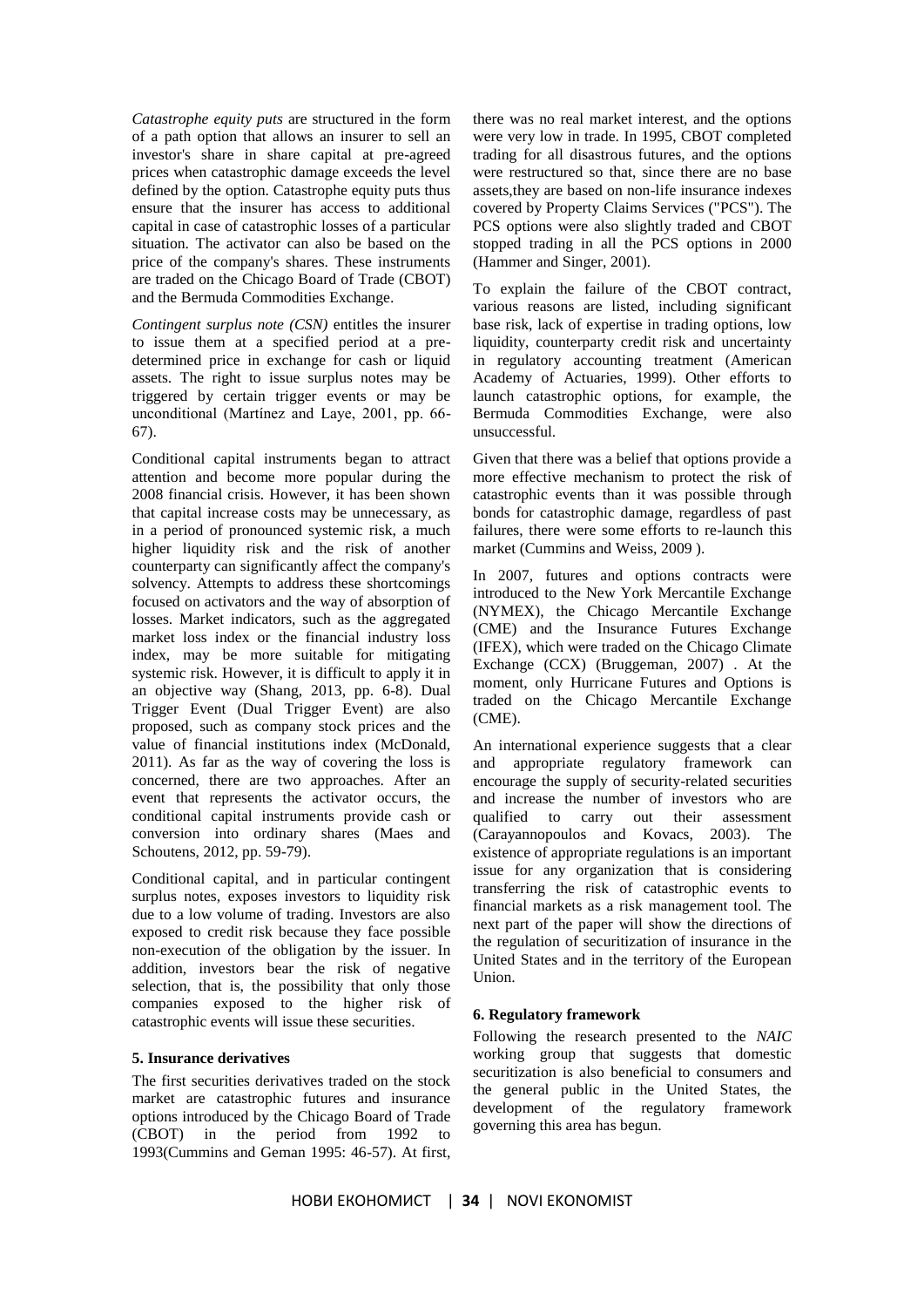*Catastrophe equity puts* are structured in the form of a path option that allows an insurer to sell an investor's share in share capital at pre-agreed prices when catastrophic damage exceeds the level defined by the option. Catastrophe equity puts thus ensure that the insurer has access to additional capital in case of catastrophic losses of a particular situation. The activator can also be based on the price of the company's shares. These instruments are traded on the Chicago Board of Trade (CBOT) and the Bermuda Commodities Exchange.

*Contingent surplus note (CSN)* entitles the insurer to issue them at a specified period at a pre-determined price in exchange for cash or liquid assets. The right to issue surplus notes may be triggered by certain trigger events or may be unconditional (Martínez and Laye, 2001, pp. 66-67).

Conditional capital instruments began to attract attention and become more popular during the 2008 financial crisis. However, it has been shown that capital increase costs may be unnecessary, as in a period of pronounced systemic risk, a much higher liquidity risk and the risk of another counterparty can significantly affect the company's solvency. Attempts to address these shortcomings focused on activators and the way of absorption of losses. Market indicators, such as the aggregated market loss index or the financial industry loss index, may be more suitable for mitigating systemic risk. However, it is difficult to apply it in an objective way (Shang, 2013, pp. 6-8). Dual Trigger Event (Dual Trigger Event) are also proposed, such as company stock prices and the value of financial institutions index (McDonald, 2011). As far as the way of covering the loss is concerned, there are two approaches. After an event that represents the activator occurs, the conditional capital instruments provide cash or conversion into ordinary shares (Maes and Schoutens, 2012, pp. 59-79).

Conditional capital, and in particular contingent surplus notes, exposes investors to liquidity risk due to a low volume of trading. Investors are also exposed to credit risk because they face possible non-execution of the obligation by the issuer. In addition, investors bear the risk of negative selection, that is, the possibility that only those companies exposed to the higher risk of catastrophic events will issue these securities.

## 5. Insurance derivatives

The first securities derivatives traded on the stock market are catastrophic futures and insurance options introduced by the Chicago Board of Trade (CBOT) in the period from 1992 to 1993(Cummins and Geman 1995: 46-57). At first, there was no real market interest, and the options were very low in trade. In 1995, CBOT completed trading for all disastrous futures, and the options were restructured so that, since there are no base assets,they are based on non-life insurance indexes covered by Property Claims Services ("PCS"). The PCS options were also slightly traded and CBOT stopped trading in all the PCS options in 2000 (Hammer and Singer, 2001).

To explain the failure of the CBOT contract, various reasons are listed, including significant base risk, lack of expertise in trading options, low liquidity, counterparty credit risk and uncertainty in regulatory accounting treatment (American Academy of Actuaries, 1999). Other efforts to launch catastrophic options, for example, the Bermuda Commodities Exchange, were also unsuccessful.

Given that there was a belief that options provide a more effective mechanism to protect the risk of catastrophic events than it was possible through bonds for catastrophic damage, regardless of past failures, there were some efforts to re-launch this market (Cummins and Weiss, 2009 ).

In 2007, futures and options contracts were introduced to the New York Mercantile Exchange (NYMEX), the Chicago Mercantile Exchange (CME) and the Insurance Futures Exchange (IFEX), which were traded on the Chicago Climate Exchange (CCX) (Bruggeman, 2007) . At the moment, only Hurricane Futures and Options is traded on the Chicago Mercantile Exchange (CME).

An international experience suggests that a clear and appropriate regulatory framework can encourage the supply of security-related securities and increase the number of investors who are qualified to carry out their assessment (Carayannopoulos and Kovacs, 2003). The existence of appropriate regulations is an important issue for any organization that is considering transferring the risk of catastrophic events to financial markets as a risk management tool. The next part of the paper will show the directions of the regulation of securitization of insurance in the United States and in the territory of the European Union.

## 6. Regulatory framework

Following the research presented to the *NAIC* working group that suggests that domestic securitization is also beneficial to consumers and the general public in the United States, the development of the regulatory framework governing this area has begun.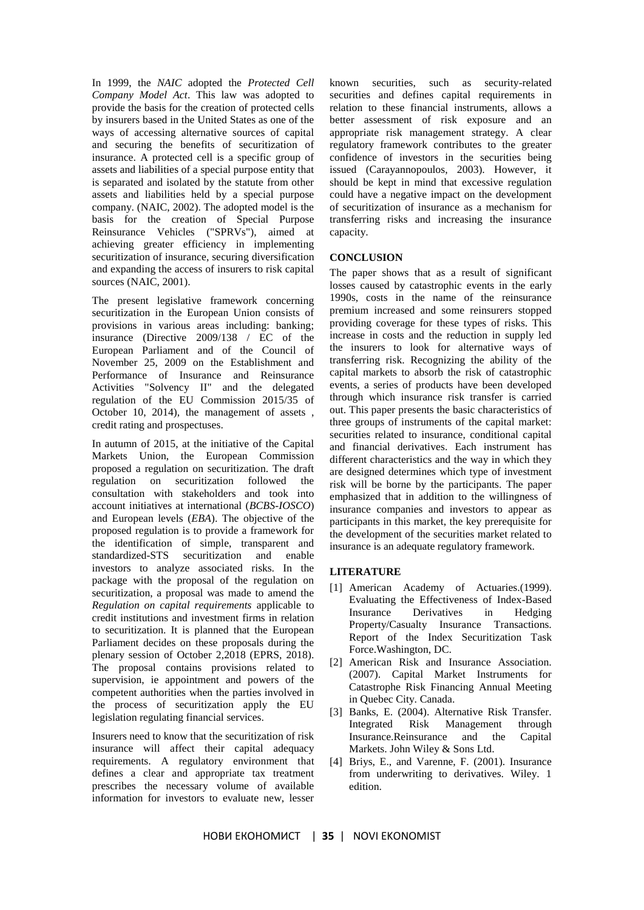In 1999, the *NAIC* adopted the *Protected Cell Company Model Act*. This law was adopted to provide the basis for the creation of protected cells by insurers based in the United States as one of the ways of accessing alternative sources of capital and securing the benefits of securitization of insurance. A protected cell is a specific group of assets and liabilities of a special purpose entity that is separated and isolated by the statute from other assets and liabilities held by a special purpose company. (NAIC, 2002). The adopted model is the basis for the creation of Special Purpose Reinsurance Vehicles ("SPRVs"), aimed at achieving greater efficiency in implementing securitization of insurance, securing diversification and expanding the access of insurers to risk capital sources (NAIC, 2001).

The present legislative framework concerning securitization in the European Union consists of provisions in various areas including: banking; insurance (Directive 2009/138 / EC of the European Parliament and of the Council of November 25, 2009 on the Establishment and Performance of Insurance and Reinsurance Activities "Solvency II" and the delegated regulation of the EU Commission 2015/35 of October 10, 2014), the management of assets , credit rating and prospectuses.

In autumn of 2015, at the initiative of the Capital Markets Union, the European Commission proposed a regulation on securitization. The draft regulation on securitization followed the consultation with stakeholders and took into account initiatives at international (*BCBS-IOSCO*) and European levels (*EBA*). The objective of the proposed regulation is to provide a framework for the identification of simple, transparent and standardized-STS securitization and enable investors to analyze associated risks. In the package with the proposal of the regulation on securitization, a proposal was made to amend the *Regulation on capital requirements* applicable to credit institutions and investment firms in relation to securitization. It is planned that the European Parliament decides on these proposals during the plenary session of October 2,2018 (EPRS, 2018). The proposal contains provisions related to supervision, ie appointment and powers of the competent authorities when the parties involved in the process of securitization apply the EU legislation regulating financial services.

Insurers need to know that the securitization of risk insurance will affect their capital adequacy requirements. A regulatory environment that defines a clear and appropriate tax treatment prescribes the necessary volume of available information for investors to evaluate new, lesser known securities, such as security-related securities and defines capital requirements in relation to these financial instruments, allows a better assessment of risk exposure and an appropriate risk management strategy. A clear regulatory framework contributes to the greater confidence of investors in the securities being issued (Carayannopoulos, 2003). However, it should be kept in mind that excessive regulation could have a negative impact on the development of securitization of insurance as a mechanism for transferring risks and increasing the insurance capacity.

## CONCLUSION

The paper shows that as a result of significant losses caused by catastrophic events in the early 1990s, costs in the name of the reinsurance premium increased and some reinsurers stopped providing coverage for these types of risks. This increase in costs and the reduction in supply led the insurers to look for alternative ways of transferring risk. Recognizing the ability of the capital markets to absorb the risk of catastrophic events, a series of products have been developed through which insurance risk transfer is carried out. This paper presents the basic characteristics of three groups of instruments of the capital market: securities related to insurance, conditional capital and financial derivatives. Each instrument has different characteristics and the way in which they are designed determines which type of investment risk will be borne by the participants. The paper emphasized that in addition to the willingness of insurance companies and investors to appear as participants in this market, the key prerequisite for the development of the securities market related to insurance is an adequate regulatory framework.

## LITERATURE

[1] American Academy of Actuaries.(1999). Evaluating the Effectiveness of Index-Based Insurance Derivatives in Hedging Property/Casualty Insurance Transactions. Report of the Index Securitization Task Force.Washington, DC.

[2] American Risk and Insurance Association. (2007). Capital Market Instruments for Catastrophe Risk Financing Annual Meeting in Quebec City. Canada.

[3] Banks, E. (2004). Alternative Risk Transfer. Integrated Risk Management through Insurance.Reinsurance and the Capital Markets. John Wiley & Sons Ltd.

[4] Briys, E., and Varenne, F. (2001). Insurance from underwriting to derivatives. Wiley. 1 edition.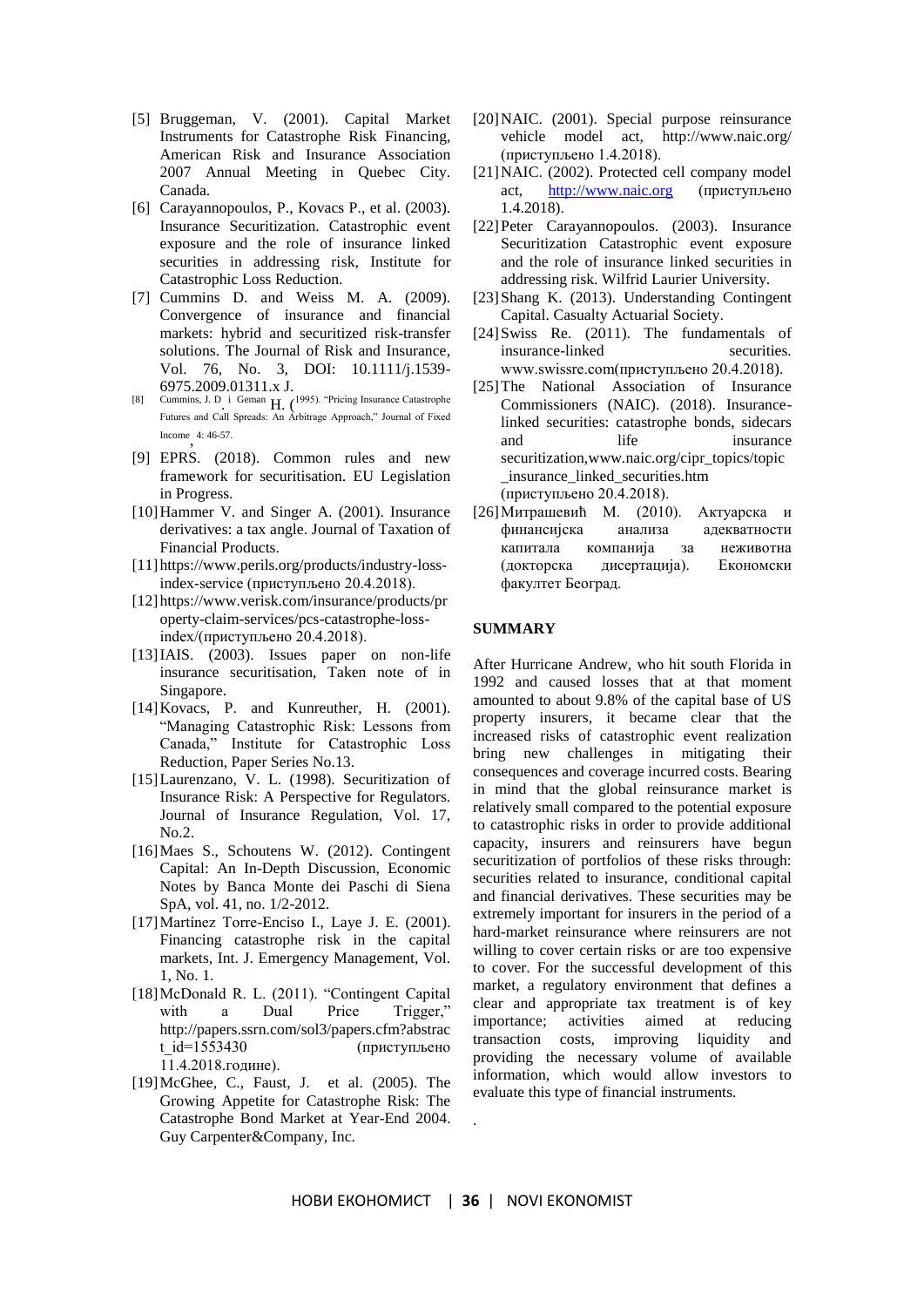[5] Bruggeman, V. (2001). Capital Market Instruments for Catastrophe Risk Financing, American Risk and Insurance Association 2007 Annual Meeting in Quebec City. Canada.

[6] Carayannopoulos, P., Kovacs P., et al. (2003). Insurance Securitization. Catastrophic event exposure and the role of insurance linked securities in addressing risk, Institute for Catastrophic Loss Reduction.

[7] Cummins D. and Weiss M. A. (2009). Convergence of insurance and financial markets: hybrid and securitized risk-transfer solutions. The Journal of Risk and Insurance, Vol. 76, No. 3, DOI: 10.1111/j.1539-6975.2009.01311.x J.

[8] Cummins, J. D i Geman H. (1995). "Pricing Insurance Catastrophe Futures and Call Spreads: An Arbitrage Approach," Journal of Fixed Income, 4: 46-57.

[9] EPRS. (2018). Common rules and new framework for securitisation. EU Legislation in Progress.

[10] Hammer V. and Singer A. (2001). Insurance derivatives: a tax angle. Journal of Taxation of Financial Products.

[11] https://www.perils.org/products/industry-loss-index-service (приступљено 20.4.2018).

[12] https://www.verisk.com/insurance/products/property-claim-services/pcs-catastrophe-loss-index/(приступљено 20.4.2018).

[13] IAIS. (2003). Issues paper on non-life insurance securitisation, Taken note of in Singapore.

[14] Kovacs, P. and Kunreuther, H. (2001). "Managing Catastrophic Risk: Lessons from Canada," Institute for Catastrophic Loss Reduction, Paper Series No.13.

[15] Laurenzano, V. L. (1998). Securitization of Insurance Risk: A Perspective for Regulators. Journal of Insurance Regulation, Vol. 17, No.2.

[16] Maes S., Schoutens W. (2012). Contingent Capital: An In-Depth Discussion, Economic Notes by Banca Monte dei Paschi di Siena SpA, vol. 41, no. 1/2-2012.

[17] Martínez Torre-Enciso I., Laye J. E. (2001). Financing catastrophe risk in the capital markets, Int. J. Emergency Management, Vol. 1, No. 1.

[18] McDonald R. L. (2011). "Contingent Capital with a Dual Price Trigger," http://papers.ssrn.com/sol3/papers.cfm?abstract_id=1553430 (приступљено 11.4.2018.године).

[19] McGhee, C., Faust, J. et al. (2005). The Growing Appetite for Catastrophe Risk: The Catastrophe Bond Market at Year-End 2004. Guy Carpenter&Company, Inc.

[20] NAIC. (2001). Special purpose reinsurance vehicle model act, http://www.naic.org/ (приступљено 1.4.2018).

[21] NAIC. (2002). Protected cell company model act, http://www.naic.org (приступљено 1.4.2018).

[22] Peter Carayannopoulos. (2003). Insurance Securitization Catastrophic event exposure and the role of insurance linked securities in addressing risk. Wilfrid Laurier University.

[23] Shang K. (2013). Understanding Contingent Capital. Casualty Actuarial Society.

[24] Swiss Re. (2011). The fundamentals of insurance-linked securities. www.swissre.com(приступљено 20.4.2018).

[25] The National Association of Insurance Commissioners (NAIC). (2018). Insurance-linked securities: catastrophe bonds, sidecars and life insurance securitization,www.naic.org/cipr_topics/topic_insurance_linked_securities.htm (приступљено 20.4.2018).

[26] Митрашевић М. (2010). Актуарска и финансијска анализа адекватности капитала компанија за неживотна (докторска дисертација). Економски факултет Београд.

## SUMMARY

After Hurricane Andrew, who hit south Florida in 1992 and caused losses that at that moment amounted to about 9.8% of the capital base of US property insurers, it became clear that the increased risks of catastrophic event realization bring new challenges in mitigating their consequences and coverage incurred costs. Bearing in mind that the global reinsurance market is relatively small compared to the potential exposure to catastrophic risks in order to provide additional capacity, insurers and reinsurers have begun securitization of portfolios of these risks through: securities related to insurance, conditional capital and financial derivatives. These securities may be extremely important for insurers in the period of a hard-market reinsurance where reinsurers are not willing to cover certain risks or are too expensive to cover. For the successful development of this market, a regulatory environment that defines a clear and appropriate tax treatment is of key importance; activities aimed at reducing transaction costs, improving liquidity and providing the necessary volume of available information, which would allow investors to evaluate this type of financial instruments.